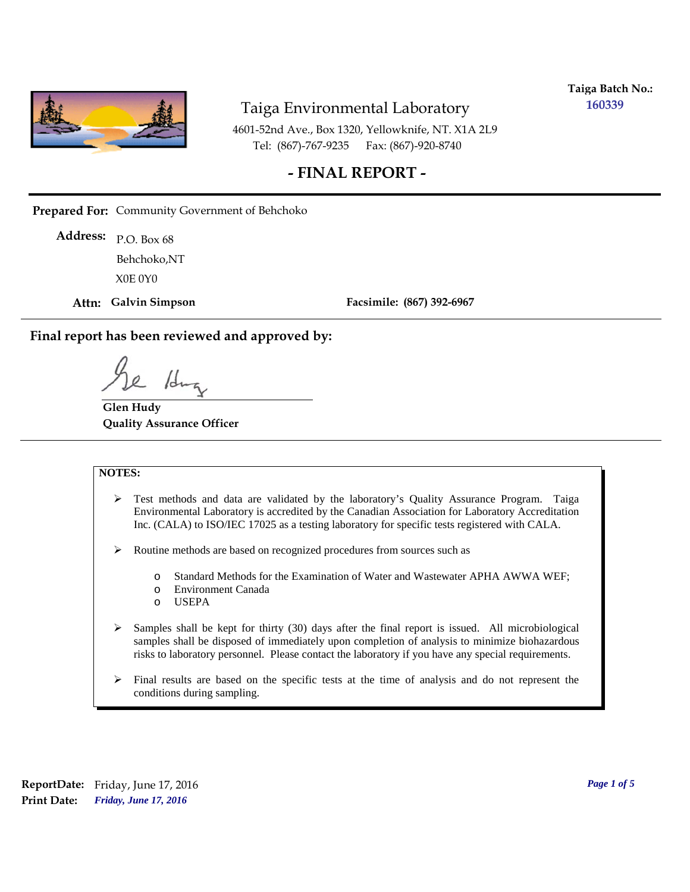**Taiga Batch No.:** 160339

# Taiga Environmental Laboratory

4601-52nd Ave., Box 1320, Yellowknife, NT. X1A 2L9
Tel: (867)-767-9235 Fax: (867)-920-8740

## - FINAL REPORT -

**Prepared For:** Community Government of Behchoko

**Address:** P.O. Box 68
Behchoko,NT
X0E 0Y0

**Attn:** **Galvin Simpson** **Facsimile: (867) 392-6967**

**Final report has been reviewed and approved by:**

**Glen Hudy**
**Quality Assurance Officer**

**NOTES:**

- Test methods and data are validated by the laboratory's Quality Assurance Program. Taiga Environmental Laboratory is accredited by the Canadian Association for Laboratory Accreditation Inc. (CALA) to ISO/IEC 17025 as a testing laboratory for specific tests registered with CALA.
- Routine methods are based on recognized procedures from sources such as
  - Standard Methods for the Examination of Water and Wastewater APHA AWWA WEF;
  - Environment Canada
  - USEPA
- Samples shall be kept for thirty (30) days after the final report is issued. All microbiological samples shall be disposed of immediately upon completion of analysis to minimize biohazardous risks to laboratory personnel. Please contact the laboratory if you have any special requirements.
- Final results are based on the specific tests at the time of analysis and do not represent the conditions during sampling.

**ReportDate:** Friday, June 17, 2016
**Print Date:** ***Friday, June 17, 2016***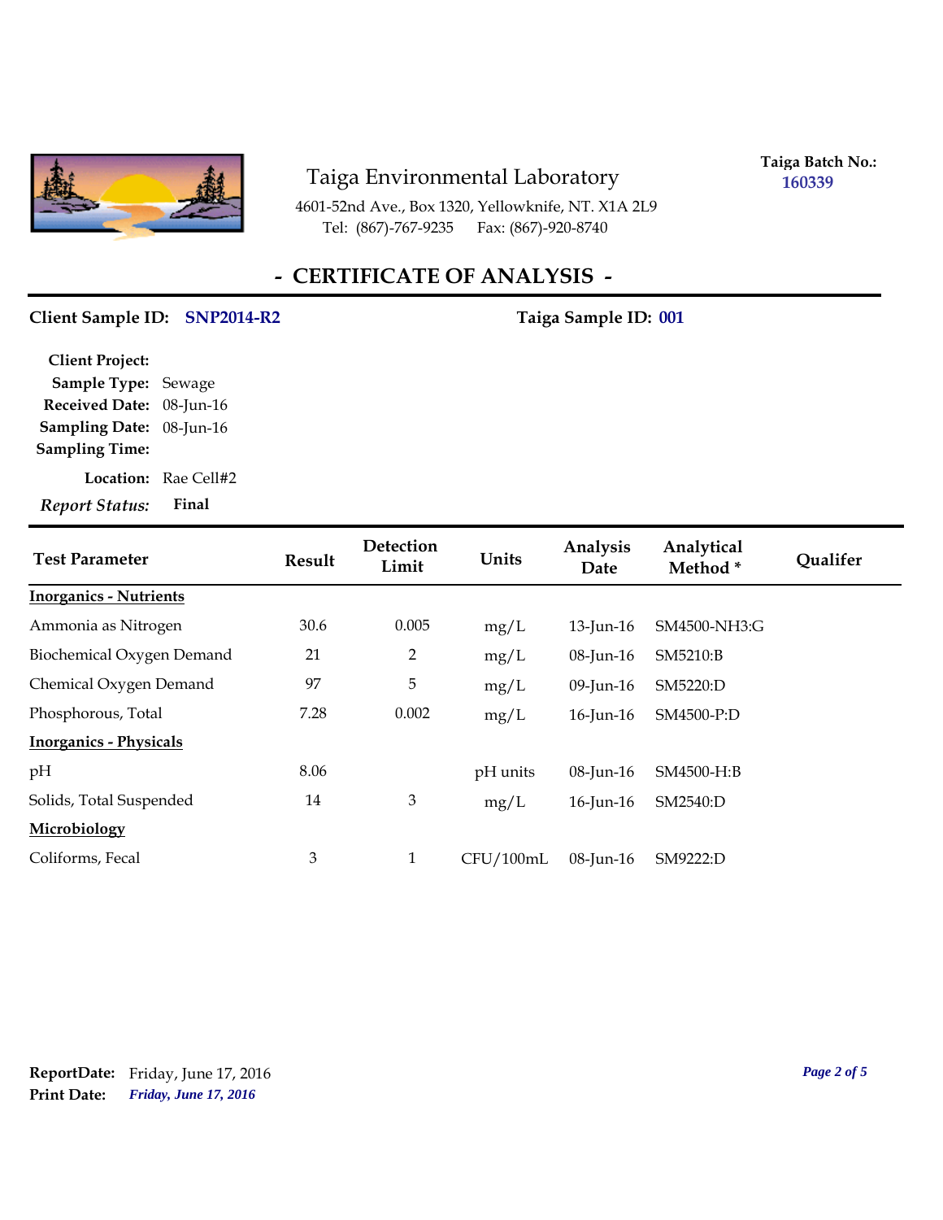# Taiga Environmental Laboratory

4601-52nd Ave., Box 1320, Yellowknife, NT. X1A 2L9
Tel: (867)-767-9235 Fax: (867)-920-8740

**Taiga Batch No.:** 160339

## - CERTIFICATE OF ANALYSIS -

**Client Sample ID:** SNP2014-R2  **Taiga Sample ID:** 001

**Client Project:**
**Sample Type:** Sewage
**Received Date:** 08-Jun-16
**Sampling Date:** 08-Jun-16
**Sampling Time:**
**Location:** Rae Cell#2
***Report Status:*** **Final**

| Test Parameter | Result | Detection Limit | Units | Analysis Date | Analytical Method * | Qualifer |
|---|---|---|---|---|---|---|
| **Inorganics - Nutrients** | | | | | | |
| Ammonia as Nitrogen | 30.6 | 0.005 | mg/L | 13-Jun-16 | SM4500-NH3:G | |
| Biochemical Oxygen Demand | 21 | 2 | mg/L | 08-Jun-16 | SM5210:B | |
| Chemical Oxygen Demand | 97 | 5 | mg/L | 09-Jun-16 | SM5220:D | |
| Phosphorous, Total | 7.28 | 0.002 | mg/L | 16-Jun-16 | SM4500-P:D | |
| **Inorganics - Physicals** | | | | | | |
| pH | 8.06 | | pH units | 08-Jun-16 | SM4500-H:B | |
| Solids, Total Suspended | 14 | 3 | mg/L | 16-Jun-16 | SM2540:D | |
| **Microbiology** | | | | | | |
| Coliforms, Fecal | 3 | 1 | CFU/100mL | 08-Jun-16 | SM9222:D | |

**ReportDate:** Friday, June 17, 2016
**Print Date:** *Friday, June 17, 2016*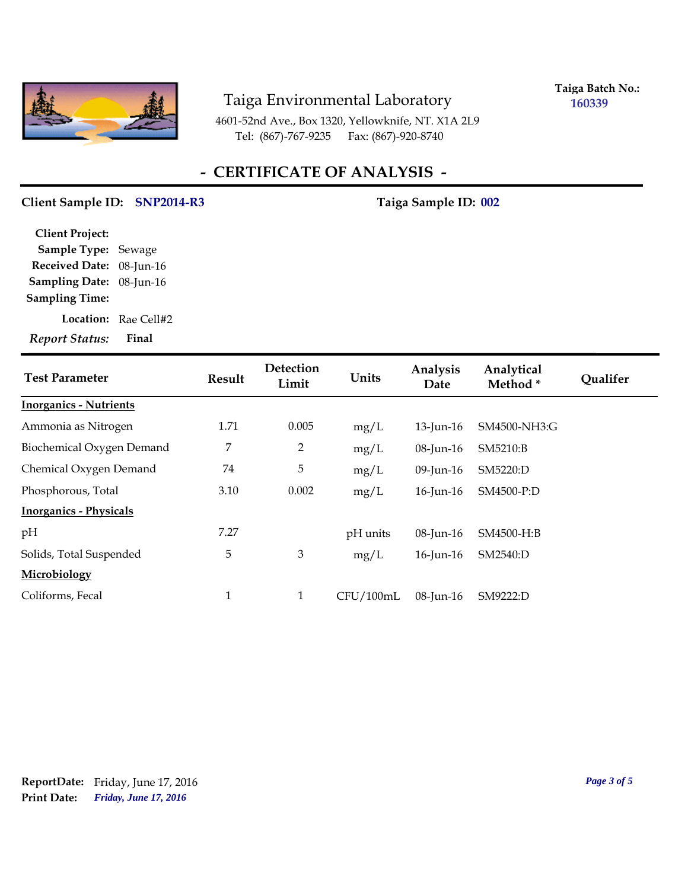# Taiga Environmental Laboratory

4601-52nd Ave., Box 1320, Yellowknife, NT. X1A 2L9
Tel: (867)-767-9235 Fax: (867)-920-8740

**Taiga Batch No.:** 160339

## - CERTIFICATE OF ANALYSIS -

**Client Sample ID:** SNP2014-R3 **Taiga Sample ID:** 002

**Client Project:**
**Sample Type:** Sewage
**Received Date:** 08-Jun-16
**Sampling Date:** 08-Jun-16
**Sampling Time:**
**Location:** Rae Cell#2
***Report Status:*** **Final**

| Test Parameter | Result | Detection Limit | Units | Analysis Date | Analytical Method * | Qualifer |
|---|---|---|---|---|---|---|
| **Inorganics - Nutrients** | | | | | | |
| Ammonia as Nitrogen | 1.71 | 0.005 | mg/L | 13-Jun-16 | SM4500-NH3:G | |
| Biochemical Oxygen Demand | 7 | 2 | mg/L | 08-Jun-16 | SM5210:B | |
| Chemical Oxygen Demand | 74 | 5 | mg/L | 09-Jun-16 | SM5220:D | |
| Phosphorous, Total | 3.10 | 0.002 | mg/L | 16-Jun-16 | SM4500-P:D | |
| **Inorganics - Physicals** | | | | | | |
| pH | 7.27 | | pH units | 08-Jun-16 | SM4500-H:B | |
| Solids, Total Suspended | 5 | 3 | mg/L | 16-Jun-16 | SM2540:D | |
| **Microbiology** | | | | | | |
| Coliforms, Fecal | 1 | 1 | CFU/100mL | 08-Jun-16 | SM9222:D | |

**ReportDate:** Friday, June 17, 2016
**Print Date:** *Friday, June 17, 2016*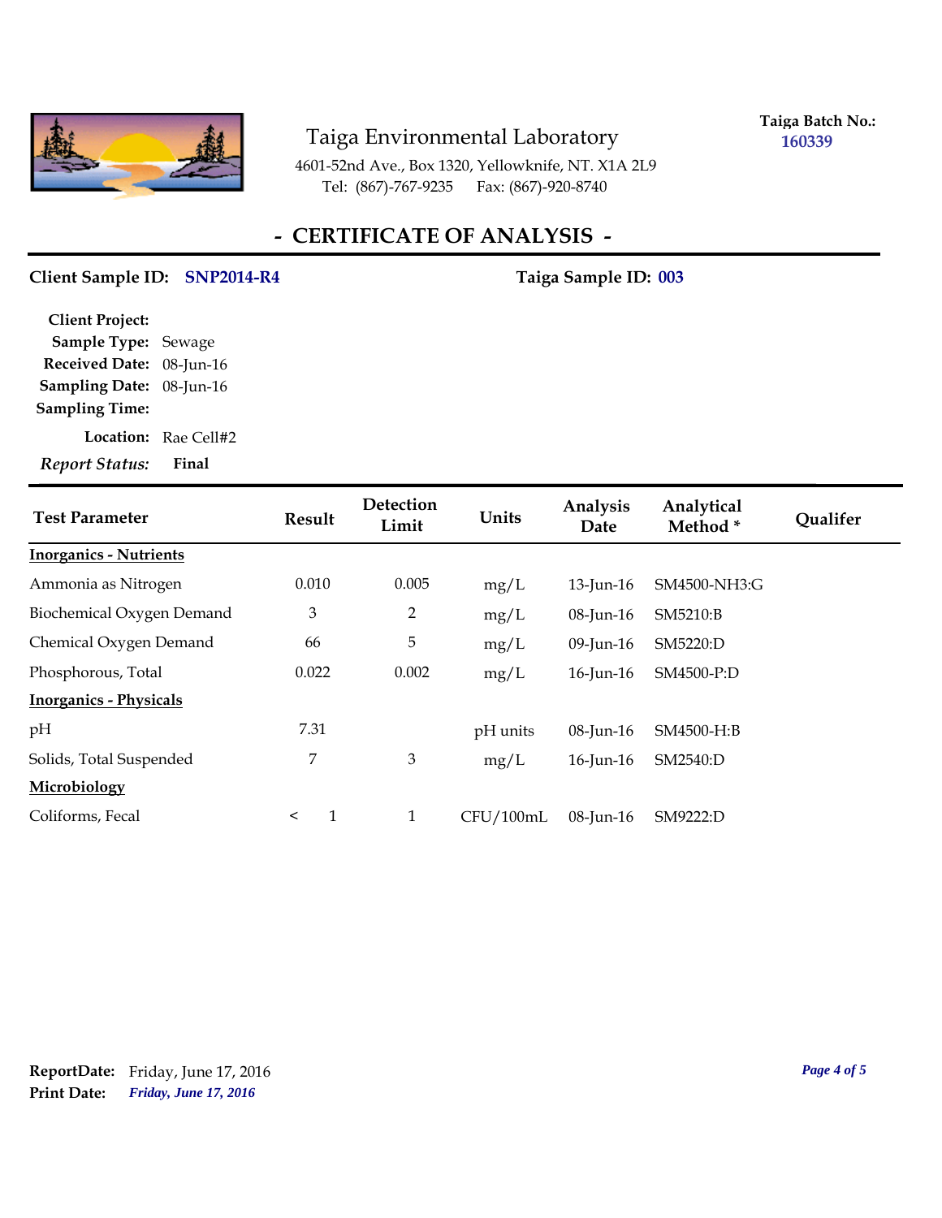# Taiga Environmental Laboratory

4601-52nd Ave., Box 1320, Yellowknife, NT. X1A 2L9
Tel: (867)-767-9235 Fax: (867)-920-8740

**Taiga Batch No.:** 160339

## - CERTIFICATE OF ANALYSIS -

**Client Sample ID:** SNP2014-R4 **Taiga Sample ID:** 003

**Client Project:**
**Sample Type:** Sewage
**Received Date:** 08-Jun-16
**Sampling Date:** 08-Jun-16
**Sampling Time:**
**Location:** Rae Cell#2
***Report Status:*** **Final**

| Test Parameter | Result | Detection Limit | Units | Analysis Date | Analytical Method * | Qualifer |
|---|---|---|---|---|---|---|
| **Inorganics - Nutrients** | | | | | | |
| Ammonia as Nitrogen | 0.010 | 0.005 | mg/L | 13-Jun-16 | SM4500-NH3:G | |
| Biochemical Oxygen Demand | 3 | 2 | mg/L | 08-Jun-16 | SM5210:B | |
| Chemical Oxygen Demand | 66 | 5 | mg/L | 09-Jun-16 | SM5220:D | |
| Phosphorous, Total | 0.022 | 0.002 | mg/L | 16-Jun-16 | SM4500-P:D | |
| **Inorganics - Physicals** | | | | | | |
| pH | 7.31 | | pH units | 08-Jun-16 | SM4500-H:B | |
| Solids, Total Suspended | 7 | 3 | mg/L | 16-Jun-16 | SM2540:D | |
| **Microbiology** | | | | | | |
| Coliforms, Fecal | < 1 | 1 | CFU/100mL | 08-Jun-16 | SM9222:D | |

**ReportDate:** Friday, June 17, 2016
**Print Date:** *Friday, June 17, 2016*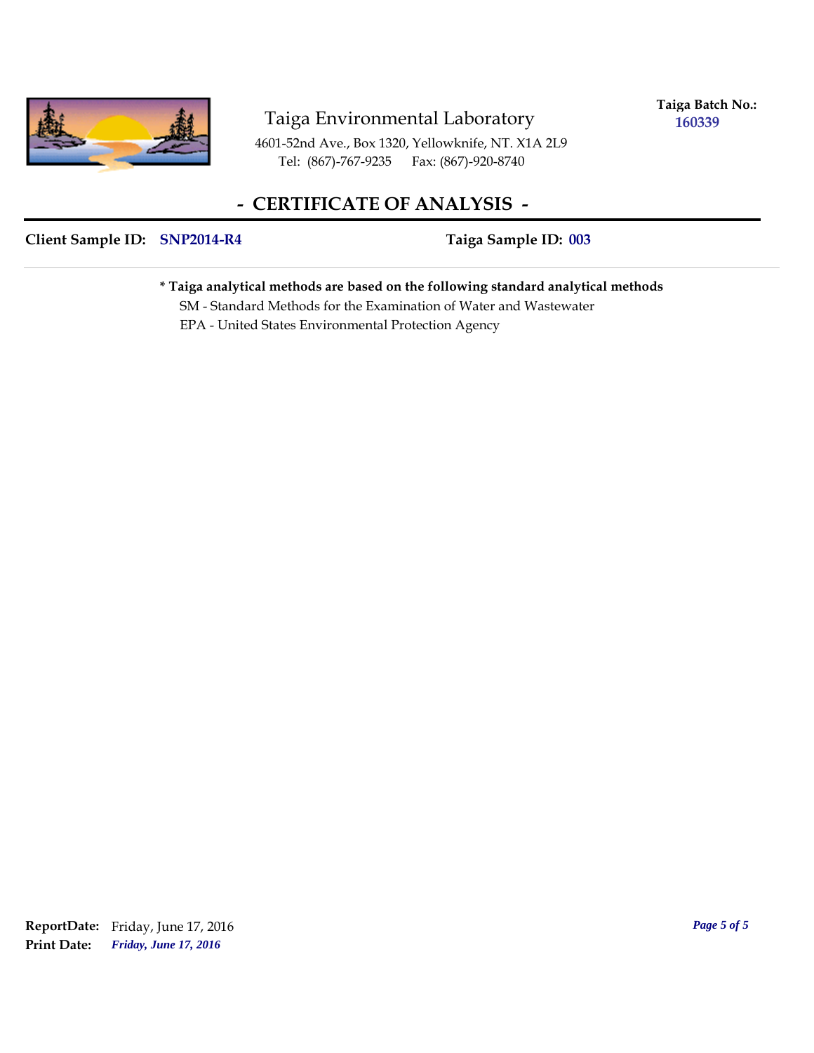Taiga Environmental Laboratory

4601-52nd Ave., Box 1320, Yellowknife, NT. X1A 2L9
Tel: (867)-767-9235 Fax: (867)-920-8740

**Taiga Batch No.:** 160339

## - CERTIFICATE OF ANALYSIS -

**Client Sample ID:** SNP2014-R4 **Taiga Sample ID:** 003

**\* Taiga analytical methods are based on the following standard analytical methods**

SM - Standard Methods for the Examination of Water and Wastewater
EPA - United States Environmental Protection Agency

**ReportDate:** Friday, June 17, 2016
**Print Date:** *Friday, June 17, 2016*